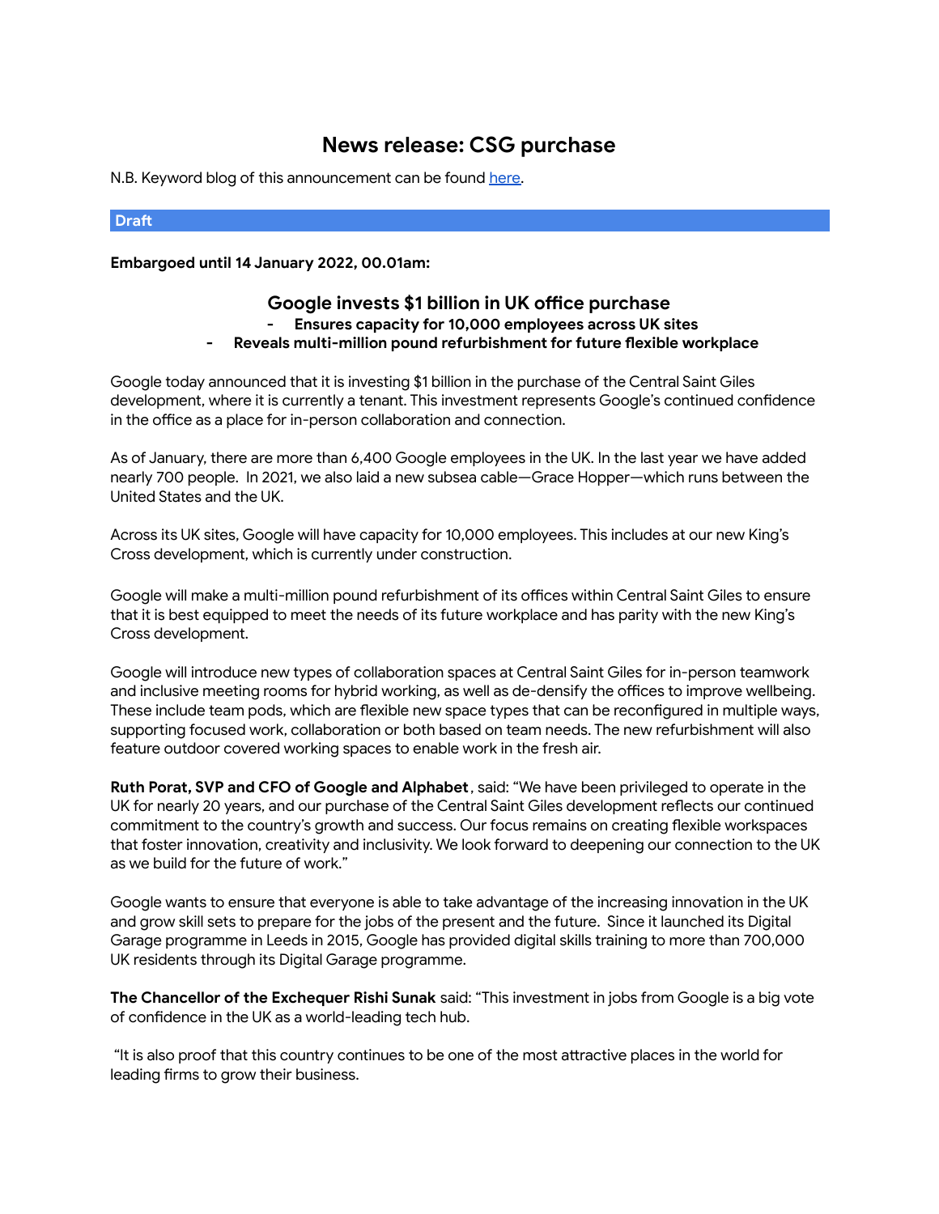# News release: CSG purchase

N.B. Keyword blog of this announcement can be found [here](here).

**Draft**

**Embargoed until 14 January 2022, 00.01am:**

## Google invests $1 billion in UK office purchase

- **Ensures capacity for 10,000 employees across UK sites**
- **Reveals multi-million pound refurbishment for future flexible workplace**

Google today announced that it is investing $1 billion in the purchase of the Central Saint Giles development, where it is currently a tenant. This investment represents Google's continued confidence in the office as a place for in-person collaboration and connection.

As of January, there are more than 6,400 Google employees in the UK. In the last year we have added nearly 700 people. In 2021, we also laid a new subsea cable—Grace Hopper—which runs between the United States and the UK.

Across its UK sites, Google will have capacity for 10,000 employees. This includes at our new King's Cross development, which is currently under construction.

Google will make a multi-million pound refurbishment of its offices within Central Saint Giles to ensure that it is best equipped to meet the needs of its future workplace and has parity with the new King's Cross development.

Google will introduce new types of collaboration spaces at Central Saint Giles for in-person teamwork and inclusive meeting rooms for hybrid working, as well as de-densify the offices to improve wellbeing. These include team pods, which are flexible new space types that can be reconfigured in multiple ways, supporting focused work, collaboration or both based on team needs. The new refurbishment will also feature outdoor covered working spaces to enable work in the fresh air.

**Ruth Porat, SVP and CFO of Google and Alphabet**, said: "We have been privileged to operate in the UK for nearly 20 years, and our purchase of the Central Saint Giles development reflects our continued commitment to the country's growth and success. Our focus remains on creating flexible workspaces that foster innovation, creativity and inclusivity. We look forward to deepening our connection to the UK as we build for the future of work."

Google wants to ensure that everyone is able to take advantage of the increasing innovation in the UK and grow skill sets to prepare for the jobs of the present and the future. Since it launched its Digital Garage programme in Leeds in 2015, Google has provided digital skills training to more than 700,000 UK residents through its Digital Garage programme.

**The Chancellor of the Exchequer Rishi Sunak** said: "This investment in jobs from Google is a big vote of confidence in the UK as a world-leading tech hub.

"It is also proof that this country continues to be one of the most attractive places in the world for leading firms to grow their business.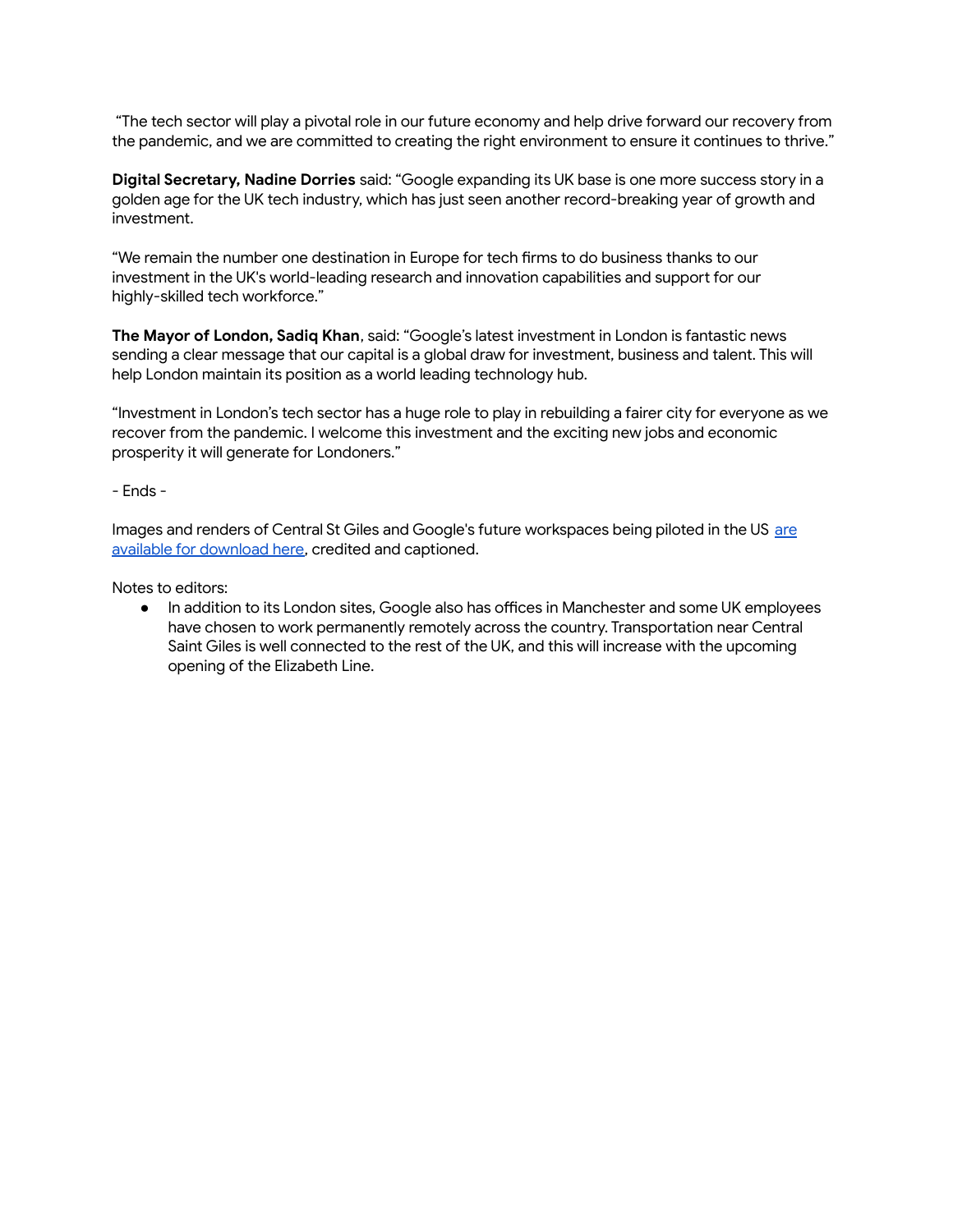"The tech sector will play a pivotal role in our future economy and help drive forward our recovery from the pandemic, and we are committed to creating the right environment to ensure it continues to thrive."

**Digital Secretary, Nadine Dorries** said: "Google expanding its UK base is one more success story in a golden age for the UK tech industry, which has just seen another record-breaking year of growth and investment.

"We remain the number one destination in Europe for tech firms to do business thanks to our investment in the UK's world-leading research and innovation capabilities and support for our highly-skilled tech workforce."

**The Mayor of London, Sadiq Khan**, said: "Google's latest investment in London is fantastic news sending a clear message that our capital is a global draw for investment, business and talent. This will help London maintain its position as a world leading technology hub.

"Investment in London's tech sector has a huge role to play in rebuilding a fairer city for everyone as we recover from the pandemic. I welcome this investment and the exciting new jobs and economic prosperity it will generate for Londoners."

- Ends -

Images and renders of Central St Giles and Google's future workspaces being piloted in the US [are available for download here], credited and captioned.

Notes to editors:

- In addition to its London sites, Google also has offices in Manchester and some UK employees have chosen to work permanently remotely across the country. Transportation near Central Saint Giles is well connected to the rest of the UK, and this will increase with the upcoming opening of the Elizabeth Line.